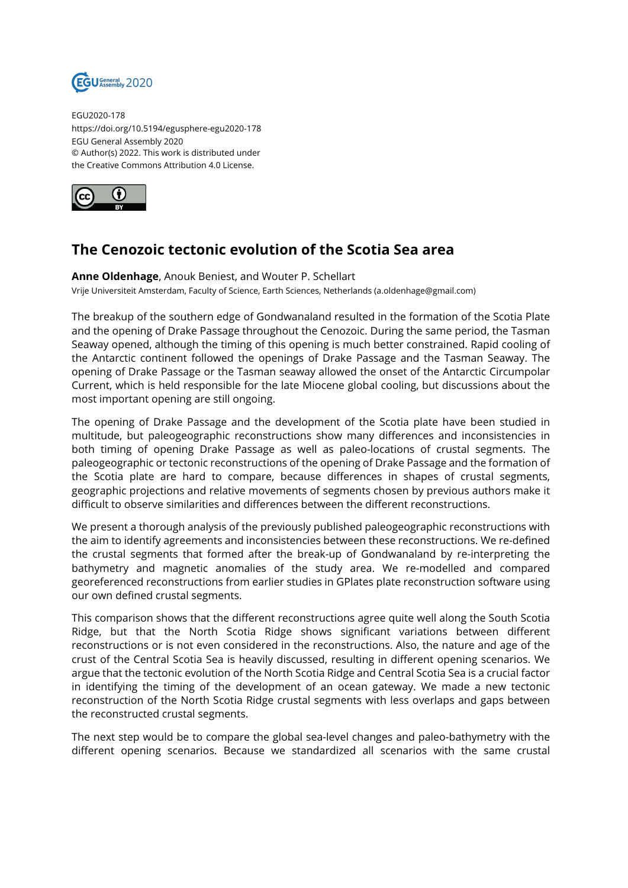EGU2020-178
https://doi.org/10.5194/egusphere-egu2020-178
EGU General Assembly 2020
© Author(s) 2022. This work is distributed under
the Creative Commons Attribution 4.0 License.

# The Cenozoic tectonic evolution of the Scotia Sea area

**Anne Oldenhage**, Anouk Beniest, and Wouter P. Schellart
Vrije Universiteit Amsterdam, Faculty of Science, Earth Sciences, Netherlands (a.oldenhage@gmail.com)

The breakup of the southern edge of Gondwanaland resulted in the formation of the Scotia Plate and the opening of Drake Passage throughout the Cenozoic. During the same period, the Tasman Seaway opened, although the timing of this opening is much better constrained. Rapid cooling of the Antarctic continent followed the openings of Drake Passage and the Tasman Seaway. The opening of Drake Passage or the Tasman seaway allowed the onset of the Antarctic Circumpolar Current, which is held responsible for the late Miocene global cooling, but discussions about the most important opening are still ongoing.

The opening of Drake Passage and the development of the Scotia plate have been studied in multitude, but paleogeographic reconstructions show many differences and inconsistencies in both timing of opening Drake Passage as well as paleo-locations of crustal segments. The paleogeographic or tectonic reconstructions of the opening of Drake Passage and the formation of the Scotia plate are hard to compare, because differences in shapes of crustal segments, geographic projections and relative movements of segments chosen by previous authors make it difficult to observe similarities and differences between the different reconstructions.

We present a thorough analysis of the previously published paleogeographic reconstructions with the aim to identify agreements and inconsistencies between these reconstructions. We re-defined the crustal segments that formed after the break-up of Gondwanaland by re-interpreting the bathymetry and magnetic anomalies of the study area. We re-modelled and compared georeferenced reconstructions from earlier studies in GPlates plate reconstruction software using our own defined crustal segments.

This comparison shows that the different reconstructions agree quite well along the South Scotia Ridge, but that the North Scotia Ridge shows significant variations between different reconstructions or is not even considered in the reconstructions. Also, the nature and age of the crust of the Central Scotia Sea is heavily discussed, resulting in different opening scenarios. We argue that the tectonic evolution of the North Scotia Ridge and Central Scotia Sea is a crucial factor in identifying the timing of the development of an ocean gateway. We made a new tectonic reconstruction of the North Scotia Ridge crustal segments with less overlaps and gaps between the reconstructed crustal segments.

The next step would be to compare the global sea-level changes and paleo-bathymetry with the different opening scenarios. Because we standardized all scenarios with the same crustal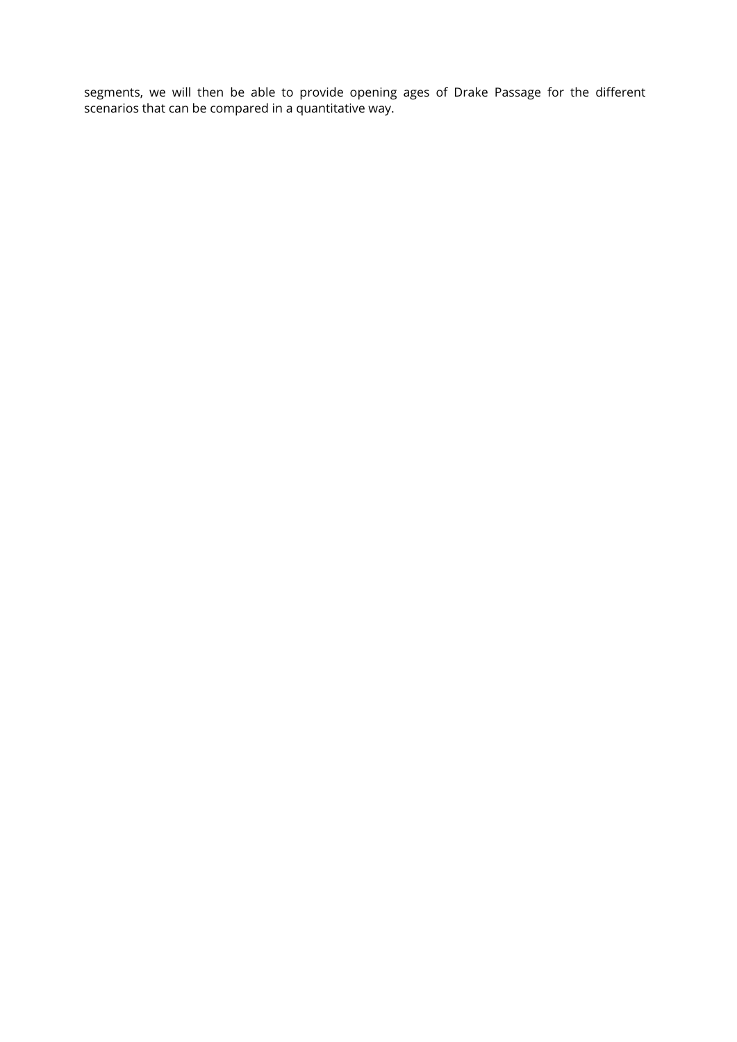segments, we will then be able to provide opening ages of Drake Passage for the different scenarios that can be compared in a quantitative way.